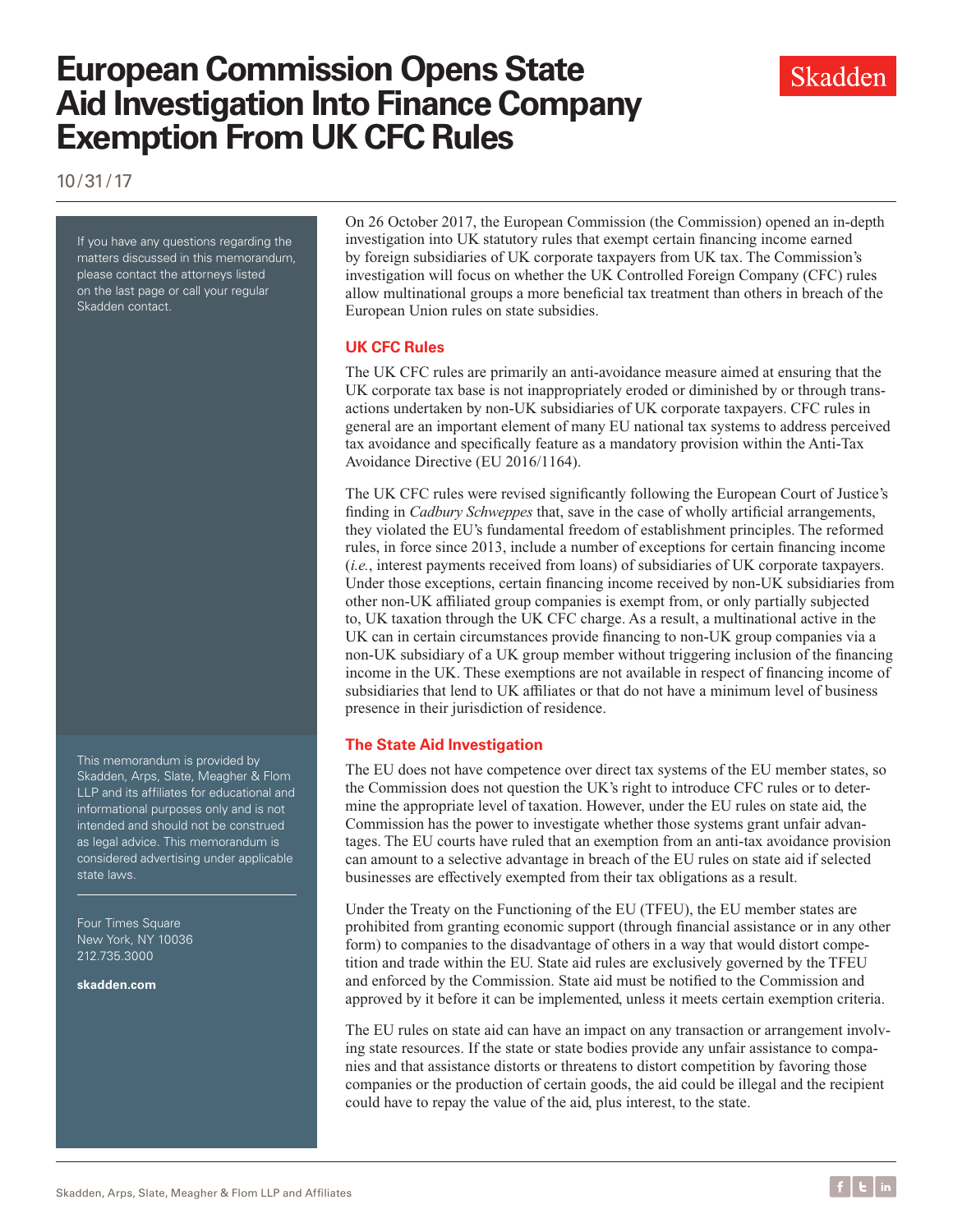# European Commission Opens State Aid Investigation Into Finance Company Exemption From UK CFC Rules

10/31/17

If you have any questions regarding the matters discussed in this memorandum, please contact the attorneys listed on the last page or call your regular Skadden contact.

This memorandum is provided by Skadden, Arps, Slate, Meagher & Flom LLP and its affiliates for educational and informational purposes only and is not intended and should not be construed as legal advice. This memorandum is considered advertising under applicable state laws.

Four Times Square
New York, NY 10036
212.735.3000

**skadden.com**

On 26 October 2017, the European Commission (the Commission) opened an in-depth investigation into UK statutory rules that exempt certain financing income earned by foreign subsidiaries of UK corporate taxpayers from UK tax. The Commission's investigation will focus on whether the UK Controlled Foreign Company (CFC) rules allow multinational groups a more beneficial tax treatment than others in breach of the European Union rules on state subsidies.

## UK CFC Rules

The UK CFC rules are primarily an anti-avoidance measure aimed at ensuring that the UK corporate tax base is not inappropriately eroded or diminished by or through transactions undertaken by non-UK subsidiaries of UK corporate taxpayers. CFC rules in general are an important element of many EU national tax systems to address perceived tax avoidance and specifically feature as a mandatory provision within the Anti-Tax Avoidance Directive (EU 2016/1164).

The UK CFC rules were revised significantly following the European Court of Justice's finding in *Cadbury Schweppes* that, save in the case of wholly artificial arrangements, they violated the EU's fundamental freedom of establishment principles. The reformed rules, in force since 2013, include a number of exceptions for certain financing income (*i.e.*, interest payments received from loans) of subsidiaries of UK corporate taxpayers. Under those exceptions, certain financing income received by non-UK subsidiaries from other non-UK affiliated group companies is exempt from, or only partially subjected to, UK taxation through the UK CFC charge. As a result, a multinational active in the UK can in certain circumstances provide financing to non-UK group companies via a non-UK subsidiary of a UK group member without triggering inclusion of the financing income in the UK. These exemptions are not available in respect of financing income of subsidiaries that lend to UK affiliates or that do not have a minimum level of business presence in their jurisdiction of residence.

## The State Aid Investigation

The EU does not have competence over direct tax systems of the EU member states, so the Commission does not question the UK's right to introduce CFC rules or to determine the appropriate level of taxation. However, under the EU rules on state aid, the Commission has the power to investigate whether those systems grant unfair advantages. The EU courts have ruled that an exemption from an anti-tax avoidance provision can amount to a selective advantage in breach of the EU rules on state aid if selected businesses are effectively exempted from their tax obligations as a result.

Under the Treaty on the Functioning of the EU (TFEU), the EU member states are prohibited from granting economic support (through financial assistance or in any other form) to companies to the disadvantage of others in a way that would distort competition and trade within the EU. State aid rules are exclusively governed by the TFEU and enforced by the Commission. State aid must be notified to the Commission and approved by it before it can be implemented, unless it meets certain exemption criteria.

The EU rules on state aid can have an impact on any transaction or arrangement involving state resources. If the state or state bodies provide any unfair assistance to companies and that assistance distorts or threatens to distort competition by favoring those companies or the production of certain goods, the aid could be illegal and the recipient could have to repay the value of the aid, plus interest, to the state.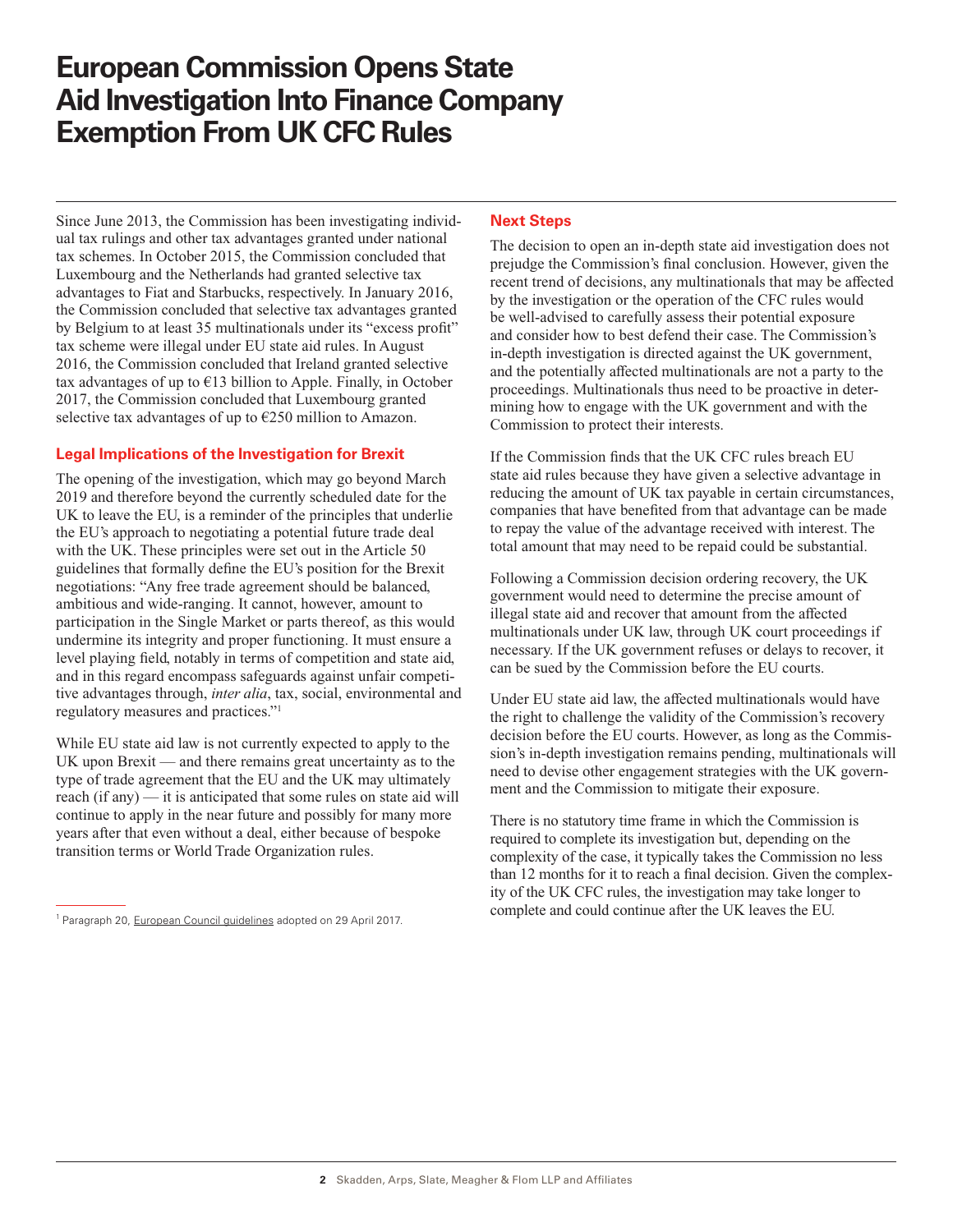# European Commission Opens State Aid Investigation Into Finance Company Exemption From UK CFC Rules

Since June 2013, the Commission has been investigating individual tax rulings and other tax advantages granted under national tax schemes. In October 2015, the Commission concluded that Luxembourg and the Netherlands had granted selective tax advantages to Fiat and Starbucks, respectively. In January 2016, the Commission concluded that selective tax advantages granted by Belgium to at least 35 multinationals under its "excess profit" tax scheme were illegal under EU state aid rules. In August 2016, the Commission concluded that Ireland granted selective tax advantages of up to €13 billion to Apple. Finally, in October 2017, the Commission concluded that Luxembourg granted selective tax advantages of up to €250 million to Amazon.

## Legal Implications of the Investigation for Brexit

The opening of the investigation, which may go beyond March 2019 and therefore beyond the currently scheduled date for the UK to leave the EU, is a reminder of the principles that underlie the EU's approach to negotiating a potential future trade deal with the UK. These principles were set out in the Article 50 guidelines that formally define the EU's position for the Brexit negotiations: "Any free trade agreement should be balanced, ambitious and wide-ranging. It cannot, however, amount to participation in the Single Market or parts thereof, as this would undermine its integrity and proper functioning. It must ensure a level playing field, notably in terms of competition and state aid, and in this regard encompass safeguards against unfair competitive advantages through, *inter alia*, tax, social, environmental and regulatory measures and practices."[1]

While EU state aid law is not currently expected to apply to the UK upon Brexit — and there remains great uncertainty as to the type of trade agreement that the EU and the UK may ultimately reach (if any) — it is anticipated that some rules on state aid will continue to apply in the near future and possibly for many more years after that even without a deal, either because of bespoke transition terms or World Trade Organization rules.

[1] Paragraph 20, European Council guidelines adopted on 29 April 2017.

## Next Steps

The decision to open an in-depth state aid investigation does not prejudge the Commission's final conclusion. However, given the recent trend of decisions, any multinationals that may be affected by the investigation or the operation of the CFC rules would be well-advised to carefully assess their potential exposure and consider how to best defend their case. The Commission's in-depth investigation is directed against the UK government, and the potentially affected multinationals are not a party to the proceedings. Multinationals thus need to be proactive in determining how to engage with the UK government and with the Commission to protect their interests.

If the Commission finds that the UK CFC rules breach EU state aid rules because they have given a selective advantage in reducing the amount of UK tax payable in certain circumstances, companies that have benefited from that advantage can be made to repay the value of the advantage received with interest. The total amount that may need to be repaid could be substantial.

Following a Commission decision ordering recovery, the UK government would need to determine the precise amount of illegal state aid and recover that amount from the affected multinationals under UK law, through UK court proceedings if necessary. If the UK government refuses or delays to recover, it can be sued by the Commission before the EU courts.

Under EU state aid law, the affected multinationals would have the right to challenge the validity of the Commission's recovery decision before the EU courts. However, as long as the Commission's in-depth investigation remains pending, multinationals will need to devise other engagement strategies with the UK government and the Commission to mitigate their exposure.

There is no statutory time frame in which the Commission is required to complete its investigation but, depending on the complexity of the case, it typically takes the Commission no less than 12 months for it to reach a final decision. Given the complexity of the UK CFC rules, the investigation may take longer to complete and could continue after the UK leaves the EU.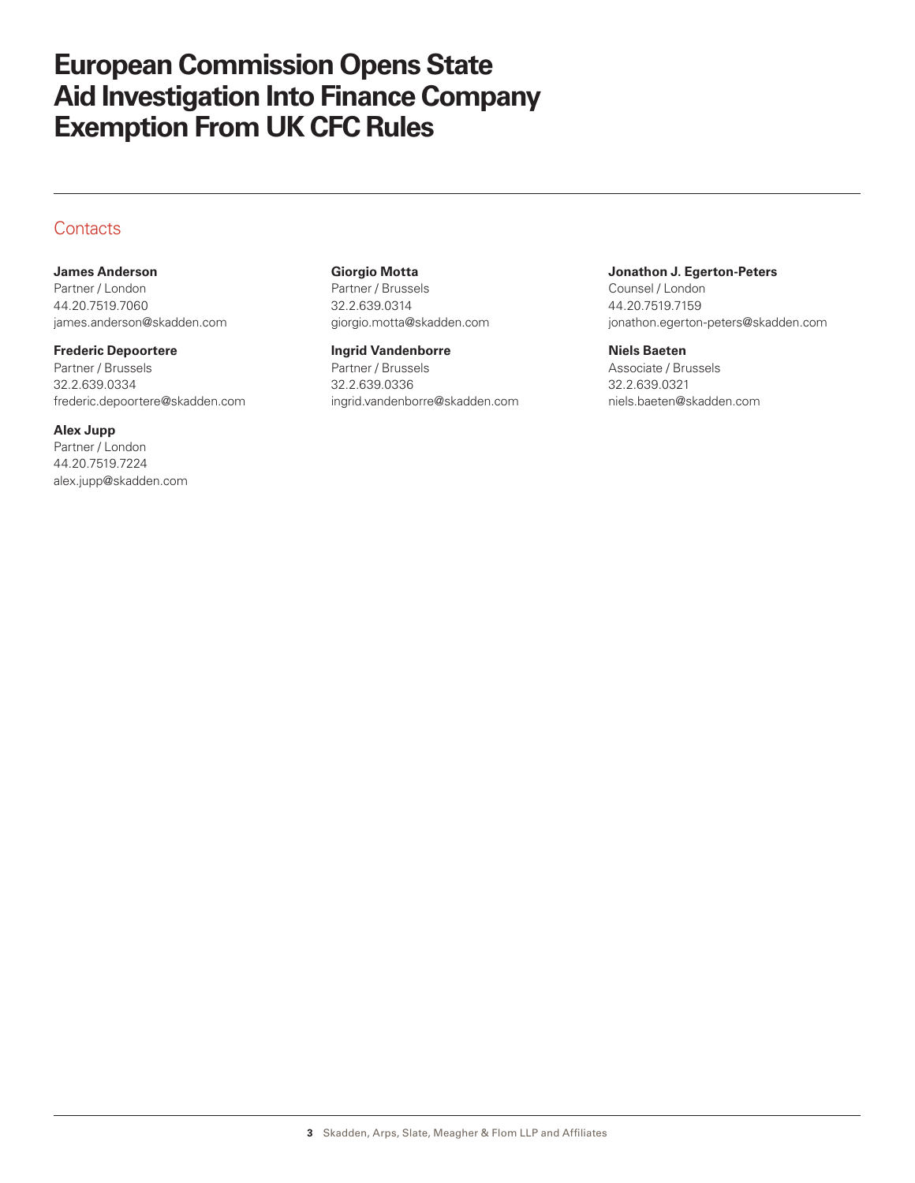# European Commission Opens State Aid Investigation Into Finance Company Exemption From UK CFC Rules

## Contacts

**James Anderson**
Partner / London
44.20.7519.7060
james.anderson@skadden.com

**Frederic Depoortere**
Partner / Brussels
32.2.639.0334
frederic.depoortere@skadden.com

**Alex Jupp**
Partner / London
44.20.7519.7224
alex.jupp@skadden.com

**Giorgio Motta**
Partner / Brussels
32.2.639.0314
giorgio.motta@skadden.com

**Ingrid Vandenborre**
Partner / Brussels
32.2.639.0336
ingrid.vandenborre@skadden.com

**Jonathon J. Egerton-Peters**
Counsel / London
44.20.7519.7159
jonathon.egerton-peters@skadden.com

**Niels Baeten**
Associate / Brussels
32.2.639.0321
niels.baeten@skadden.com